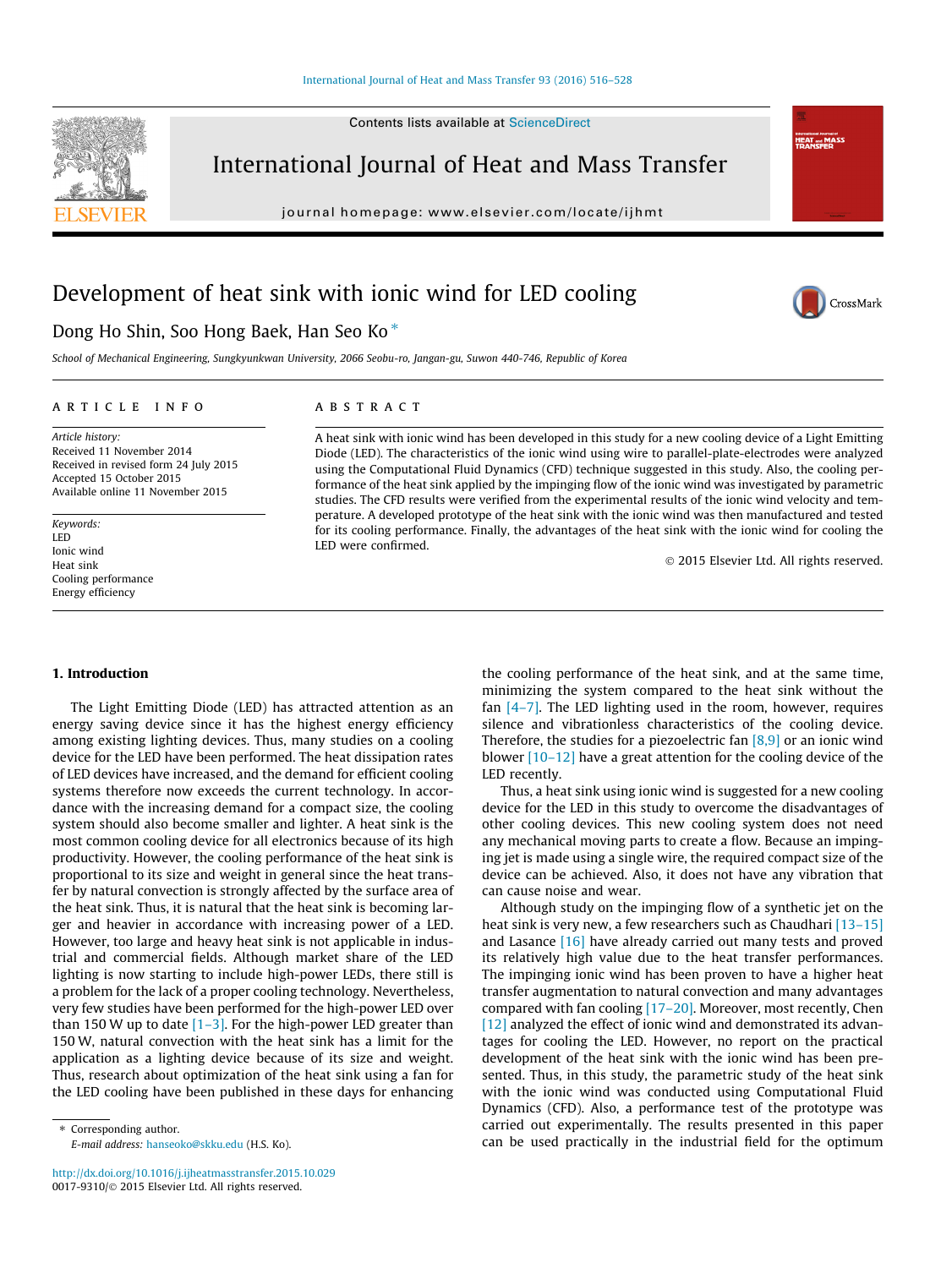# Development of heat sink with ionic wind for LED cooling

Dong Ho Shin, Soo Hong Baek, Han Seo Ko *

*School of Mechanical Engineering, Sungkyunkwan University, 2066 Seobu-ro, Jangan-gu, Suwon 440-746, Republic of Korea*

## ARTICLE INFO

*Article history:*
Received 11 November 2014
Received in revised form 24 July 2015
Accepted 15 October 2015
Available online 11 November 2015

*Keywords:*
LED
Ionic wind
Heat sink
Cooling performance
Energy efficiency

## ABSTRACT

A heat sink with ionic wind has been developed in this study for a new cooling device of a Light Emitting Diode (LED). The characteristics of the ionic wind using wire to parallel-plate-electrodes were analyzed using the Computational Fluid Dynamics (CFD) technique suggested in this study. Also, the cooling performance of the heat sink applied by the impinging flow of the ionic wind was investigated by parametric studies. The CFD results were verified from the experimental results of the ionic wind velocity and temperature. A developed prototype of the heat sink with the ionic wind was then manufactured and tested for its cooling performance. Finally, the advantages of the heat sink with the ionic wind for cooling the LED were confirmed.

© 2015 Elsevier Ltd. All rights reserved.

## 1. Introduction

The Light Emitting Diode (LED) has attracted attention as an energy saving device since it has the highest energy efficiency among existing lighting devices. Thus, many studies on a cooling device for the LED have been performed. The heat dissipation rates of LED devices have increased, and the demand for efficient cooling systems therefore now exceeds the current technology. In accordance with the increasing demand for a compact size, the cooling system should also become smaller and lighter. A heat sink is the most common cooling device for all electronics because of its high productivity. However, the cooling performance of the heat sink is proportional to its size and weight in general since the heat transfer by natural convection is strongly affected by the surface area of the heat sink. Thus, it is natural that the heat sink is becoming larger and heavier in accordance with increasing power of a LED. However, too large and heavy heat sink is not applicable in industrial and commercial fields. Although market share of the LED lighting is now starting to include high-power LEDs, there still is a problem for the lack of a proper cooling technology. Nevertheless, very few studies have been performed for the high-power LED over than 150 W up to date [1–3]. For the high-power LED greater than 150 W, natural convection with the heat sink has a limit for the application as a lighting device because of its size and weight. Thus, research about optimization of the heat sink using a fan for the LED cooling have been published in these days for enhancing the cooling performance of the heat sink, and at the same time, minimizing the system compared to the heat sink without the fan [4–7]. The LED lighting used in the room, however, requires silence and vibrationless characteristics of the cooling device. Therefore, the studies for a piezoelectric fan [8,9] or an ionic wind blower [10–12] have a great attention for the cooling device of the LED recently.

Thus, a heat sink using ionic wind is suggested for a new cooling device for the LED in this study to overcome the disadvantages of other cooling devices. This new cooling system does not need any mechanical moving parts to create a flow. Because an impinging jet is made using a single wire, the required compact size of the device can be achieved. Also, it does not have any vibration that can cause noise and wear.

Although study on the impinging flow of a synthetic jet on the heat sink is very new, a few researchers such as Chaudhari [13–15] and Lasance [16] have already carried out many tests and proved its relatively high value due to the heat transfer performances. The impinging ionic wind has been proven to have a higher heat transfer augmentation to natural convection and many advantages compared with fan cooling [17–20]. Moreover, most recently, Chen [12] analyzed the effect of ionic wind and demonstrated its advantages for cooling the LED. However, no report on the practical development of the heat sink with the ionic wind has been presented. Thus, in this study, the parametric study of the heat sink with the ionic wind was conducted using Computational Fluid Dynamics (CFD). Also, a performance test of the prototype was carried out experimentally. The results presented in this paper can be used practically in the industrial field for the optimum

---

* Corresponding author.
E-mail address: hanseoko@skku.edu (H.S. Ko).

http://dx.doi.org/10.1016/j.ijheatmasstransfer.2015.10.029
0017-9310/© 2015 Elsevier Ltd. All rights reserved.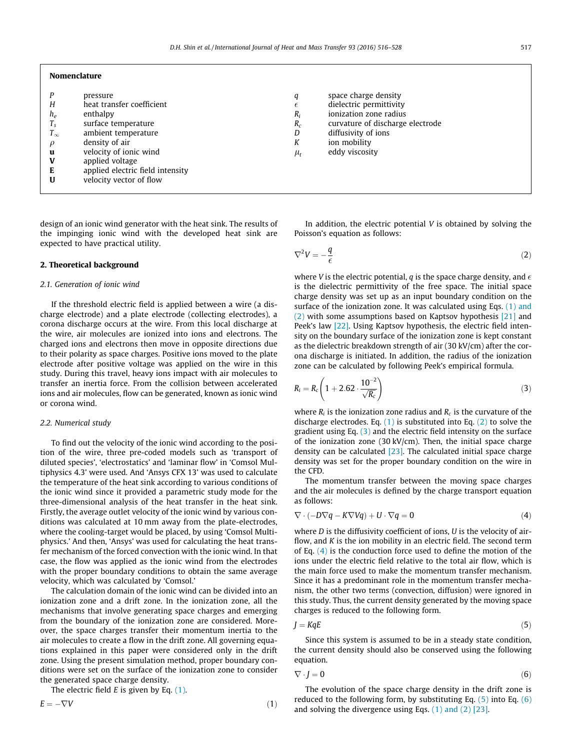## Nomenclature

| | | | |
|---|---|---|---|
| $P$ | pressure | $q$ | space charge density |
| $H$ | heat transfer coefficient | $\epsilon$ | dielectric permittivity |
| $h_e$ | enthalpy | $R_i$ | ionization zone radius |
| $T_s$ | surface temperature | $R_c$ | curvature of discharge electrode |
| $T_\infty$ | ambient temperature | $D$ | diffusivity of ions |
| $\rho$ | density of air | $K$ | ion mobility |
| $\mathbf{u}$ | velocity of ionic wind | $\mu_t$ | eddy viscosity |
| $\mathbf{V}$ | applied voltage | | |
| $\mathbf{E}$ | applied electric field intensity | | |
| $\mathbf{U}$ | velocity vector of flow | | |

design of an ionic wind generator with the heat sink. The results of the impinging ionic wind with the developed heat sink are expected to have practical utility.

## 2. Theoretical background

### 2.1. Generation of ionic wind

If the threshold electric field is applied between a wire (a discharge electrode) and a plate electrode (collecting electrodes), a corona discharge occurs at the wire. From this local discharge at the wire, air molecules are ionized into ions and electrons. The charged ions and electrons then move in opposite directions due to their polarity as space charges. Positive ions moved to the plate electrode after positive voltage was applied on the wire in this study. During this travel, heavy ions impact with air molecules to transfer an inertia force. From the collision between accelerated ions and air molecules, flow can be generated, known as ionic wind or corona wind.

### 2.2. Numerical study

To find out the velocity of the ionic wind according to the position of the wire, three pre-coded models such as 'transport of diluted species', 'electrostatics' and 'laminar flow' in 'Comsol Multiphysics 4.3' were used. And 'Ansys CFX 13' was used to calculate the temperature of the heat sink according to various conditions of the ionic wind since it provided a parametric study mode for the three-dimensional analysis of the heat transfer in the heat sink. Firstly, the average outlet velocity of the ionic wind by various conditions was calculated at 10 mm away from the plate-electrodes, where the cooling-target would be placed, by using 'Comsol Multiphysics.' And then, 'Ansys' was used for calculating the heat transfer mechanism of the forced convection with the ionic wind. In that case, the flow was applied as the ionic wind from the electrodes with the proper boundary conditions to obtain the same average velocity, which was calculated by 'Comsol.'

The calculation domain of the ionic wind can be divided into an ionization zone and a drift zone. In the ionization zone, all the mechanisms that involve generating space charges and emerging from the boundary of the ionization zone are considered. Moreover, the space charges transfer their momentum inertia to the air molecules to create a flow in the drift zone. All governing equations explained in this paper were considered only in the drift zone. Using the present simulation method, proper boundary conditions were set on the surface of the ionization zone to consider the generated space charge density.

The electric field $E$ is given by Eq. (1).

$$E = -\nabla V \tag{1}$$

In addition, the electric potential $V$ is obtained by solving the Poisson's equation as follows:

$$\nabla^2 V = -\frac{q}{\epsilon} \tag{2}$$

where $V$ is the electric potential, $q$ is the space charge density, and $\epsilon$ is the dielectric permittivity of the free space. The initial space charge density was set up as an input boundary condition on the surface of the ionization zone. It was calculated using Eqs. (1) and (2) with some assumptions based on Kaptsov hypothesis [21] and Peek's law [22]. Using Kaptsov hypothesis, the electric field intensity on the boundary surface of the ionization zone is kept constant as the dielectric breakdown strength of air (30 kV/cm) after the corona discharge is initiated. In addition, the radius of the ionization zone can be calculated by following Peek's empirical formula.

$$R_i = R_c\left(1 + 2.62 \cdot \frac{10^{-2}}{\sqrt{R_c}}\right) \tag{3}$$

where $R_i$ is the ionization zone radius and $R_c$ is the curvature of the discharge electrodes. Eq. (1) is substituted into Eq. (2) to solve the gradient using Eq. (3) and the electric field intensity on the surface of the ionization zone (30 kV/cm). Then, the initial space charge density can be calculated [23]. The calculated initial space charge density was set for the proper boundary condition on the wire in the CFD.

The momentum transfer between the moving space charges and the air molecules is defined by the charge transport equation as follows:

$$\nabla \cdot (-D\nabla q - K\nabla Vq) + U \cdot \nabla q = 0 \tag{4}$$

where $D$ is the diffusivity coefficient of ions, $U$ is the velocity of airflow, and $K$ is the ion mobility in an electric field. The second term of Eq. (4) is the conduction force used to define the motion of the ions under the electric field relative to the total air flow, which is the main force used to make the momentum transfer mechanism. Since it has a predominant role in the momentum transfer mechanism, the other two terms (convection, diffusion) were ignored in this study. Thus, the current density generated by the moving space charges is reduced to the following form.

$$J = KqE \tag{5}$$

Since this system is assumed to be in a steady state condition, the current density should also be conserved using the following equation.

$$\nabla \cdot J = 0 \tag{6}$$

The evolution of the space charge density in the drift zone is reduced to the following form, by substituting Eq. (5) into Eq. (6) and solving the divergence using Eqs. (1) and (2) [23].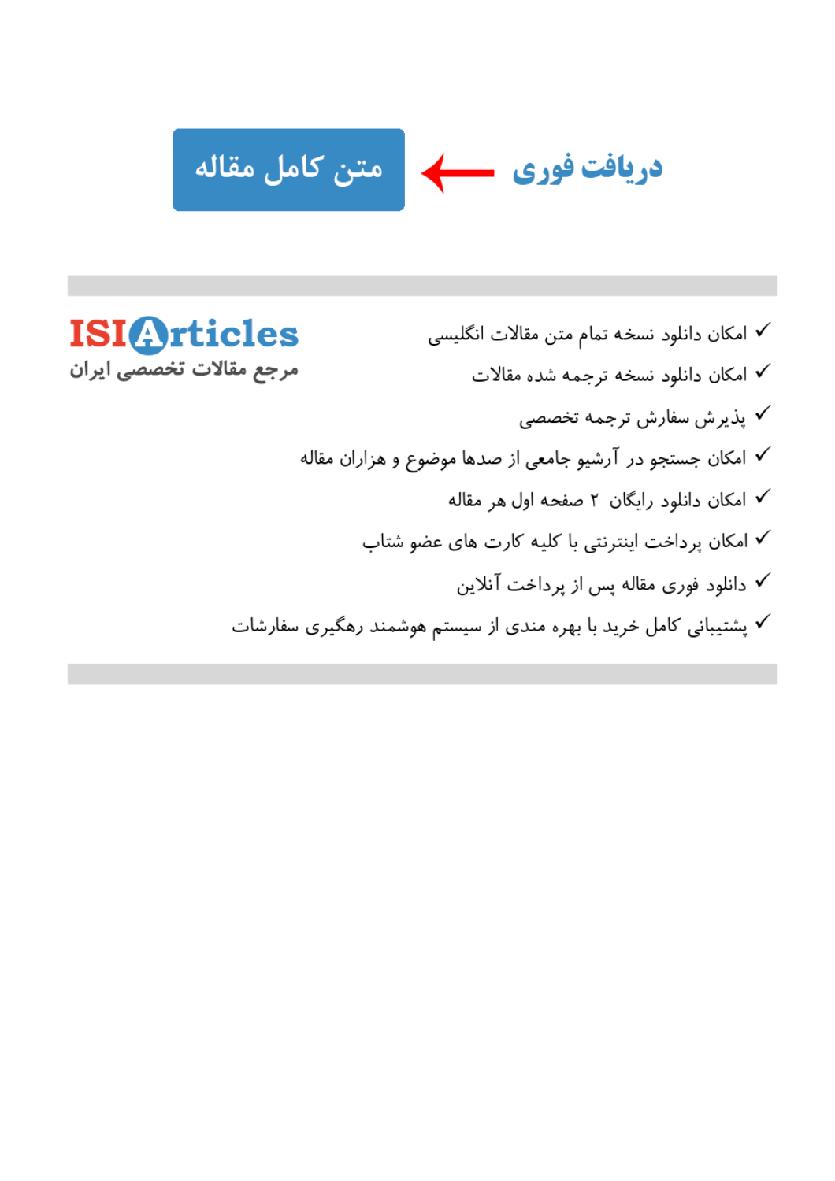دریافت فوری ← متن کامل مقاله

**ISIArticles**
مرجع مقالات تخصصی ایران

- ✓ امکان دانلود نسخه تمام متن مقالات انگلیسی
- ✓ امکان دانلود نسخه ترجمه شده مقالات
- ✓ پذیرش سفارش ترجمه تخصصی
- ✓ امکان جستجو در آرشیو جامعی از صدها موضوع و هزاران مقاله
- ✓ امکان دانلود رایگان ۲ صفحه اول هر مقاله
- ✓ امکان پرداخت اینترنتی با کلیه کارت های عضو شتاب
- ✓ دانلود فوری مقاله پس از پرداخت آنلاین
- ✓ پشتیبانی کامل خرید با بهره مندی از سیستم هوشمند رهگیری سفارشات